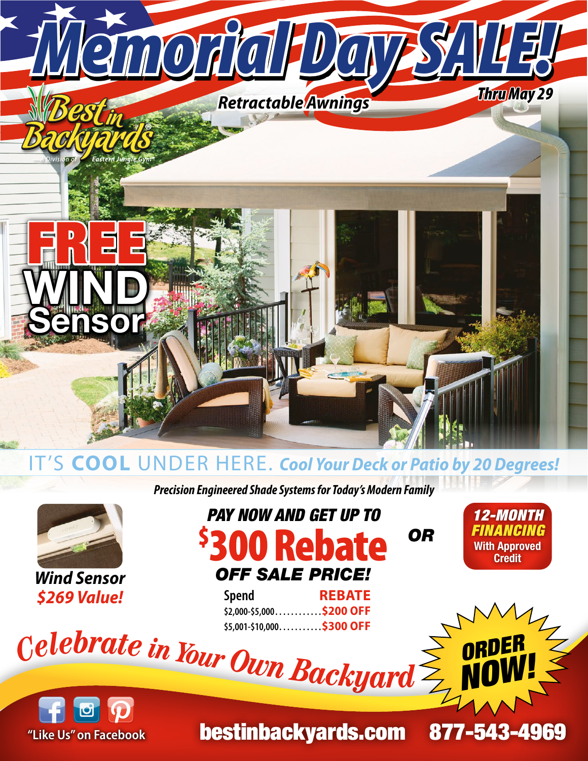# Memorial Day SALE!

**Retractable Awnings**

***Thru May 29***

Best in Backyards®
A Division of Eastern Jungle Gym

# FREE WIND Sensor

IT'S **COOL** UNDER HERE. ***Cool Your Deck or Patio by 20 Degrees!***

***Precision Engineered Shade Systems for Today's Modern Family***

***Wind Sensor***
***$269 Value!***

***PAY NOW AND GET UP TO***

# $300 Rebate

***OFF SALE PRICE!***

| Spend | REBATE |
| --- | --- |
| $2,000-$5,000 | $200 OFF |
| $5,001-$10,000 | $300 OFF |

***OR***

***12-MONTH FINANCING***
**With Approved Credit**

*Celebrate in Your Own Backyard*

**ORDER NOW!**

"Like Us" on Facebook

**bestinbackyards.com** **877-543-4969**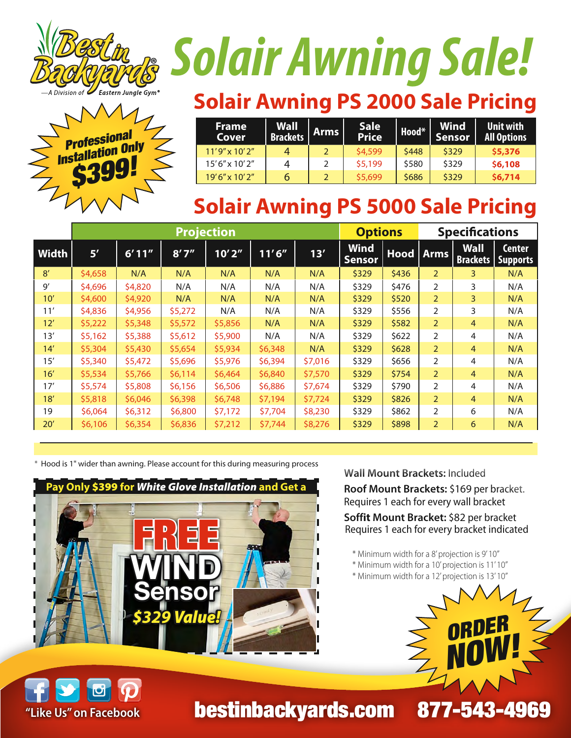Best in Backyards® — A Division of Eastern Jungle Gym®

# Solair Awning Sale!

Professional Installation Only $399!

## Solair Awning PS 2000 Sale Pricing

| Frame Cover | Wall Brackets | Arms | Sale Price | Hood* | Wind Sensor | Unit with All Options |
|---|---|---|---|---|---|---|
| 11′9″ x 10′2″ | 4 | 2 | $4,599 | $448 | $329 | $5,376 |
| 15′6″ x 10′2″ | 4 | 2 | $5,199 | $580 | $329 | $6,108 |
| 19′6″ x 10′2″ | 6 | 2 | $5,699 | $686 | $329 | $6,714 |

## Solair Awning PS 5000 Sale Pricing

| | Projection | | | | | | Options | | Specifications | | |
|---|---|---|---|---|---|---|---|---|---|---|---|
| Width | 5′ | 6′11″ | 8′7″ | 10′2″ | 11′6″ | 13′ | Wind Sensor | Hood | Arms | Wall Brackets | Center Supports |
| 8′ | $4,658 | N/A | N/A | N/A | N/A | N/A | $329 | $436 | 2 | 3 | N/A |
| 9′ | $4,696 | $4,820 | N/A | N/A | N/A | N/A | $329 | $476 | 2 | 3 | N/A |
| 10′ | $4,600 | $4,920 | N/A | N/A | N/A | N/A | $329 | $520 | 2 | 3 | N/A |
| 11′ | $4,836 | $4,956 | $5,272 | N/A | N/A | N/A | $329 | $556 | 2 | 3 | N/A |
| 12′ | $5,222 | $5,348 | $5,572 | $5,856 | N/A | N/A | $329 | $582 | 2 | 4 | N/A |
| 13′ | $5,162 | $5,388 | $5,612 | $5,900 | N/A | N/A | $329 | $622 | 2 | 4 | N/A |
| 14′ | $5,304 | $5,430 | $5,654 | $5,934 | $6,348 | N/A | $329 | $628 | 2 | 4 | N/A |
| 15′ | $5,340 | $5,472 | $5,696 | $5,976 | $6,394 | $7,016 | $329 | $656 | 2 | 4 | N/A |
| 16′ | $5,534 | $5,766 | $6,114 | $6,464 | $6,840 | $7,570 | $329 | $754 | 2 | 4 | N/A |
| 17′ | $5,574 | $5,808 | $6,156 | $6,506 | $6,886 | $7,674 | $329 | $790 | 2 | 4 | N/A |
| 18′ | $5,818 | $6,046 | $6,398 | $6,748 | $7,194 | $7,724 | $329 | $826 | 2 | 4 | N/A |
| 19 | $6,064 | $6,312 | $6,800 | $7,172 | $7,704 | $8,230 | $329 | $862 | 2 | 6 | N/A |
| 20′ | $6,106 | $6,354 | $6,836 | $7,212 | $7,744 | $8,276 | $329 | $898 | 2 | 6 | N/A |

\* Hood is 1" wider than awning. Please account for this during measuring process

**Pay Only $399 for *White Glove Installation* and Get a FREE WIND Sensor *$329 Value!***

**Wall Mount Brackets:** Included

**Roof Mount Brackets:** $169 per bracket. Requires 1 each for every wall bracket

**Soffit Mount Bracket:** $82 per bracket Requires 1 each for every bracket indicated

- \* Minimum width for a 8′ projection is 9′10″
- \* Minimum width for a 10′ projection is 11′10″
- \* Minimum width for a 12′ projection is 13′10″

ORDER NOW!

"Like Us" on Facebook

bestinbackyards.com 877-543-4969